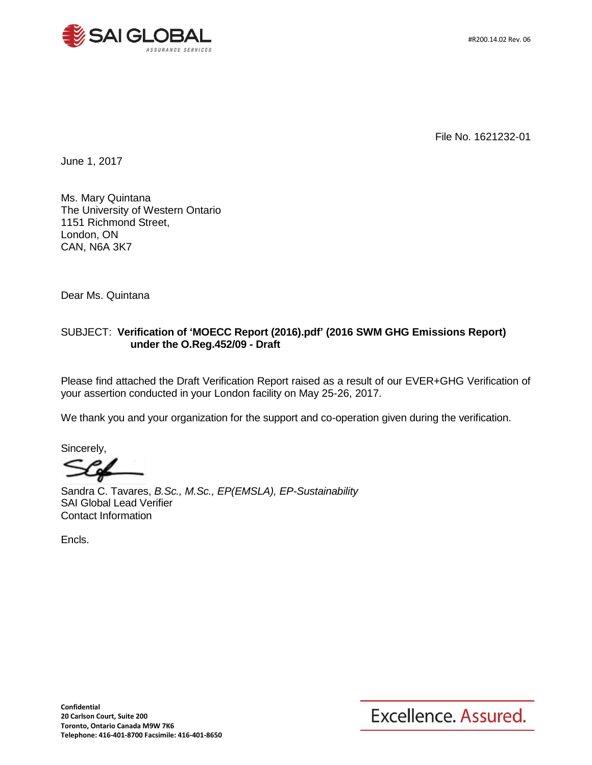#R200.14.02 Rev. 06

File No. 1621232-01

June 1, 2017

Ms. Mary Quintana
The University of Western Ontario
1151 Richmond Street,
London, ON
CAN, N6A 3K7

Dear Ms. Quintana

SUBJECT: **Verification of 'MOECC Report (2016).pdf' (2016 SWM GHG Emissions Report) under the O.Reg.452/09 - Draft**

Please find attached the Draft Verification Report raised as a result of our EVER+GHG Verification of your assertion conducted in your London facility on May 25-26, 2017.

We thank you and your organization for the support and co-operation given during the verification.

Sincerely,

Sandra C. Tavares, *B.Sc., M.Sc., EP(EMSLA), EP-Sustainability*
SAI Global Lead Verifier
Contact Information

Encls.

**Confidential**
**20 Carlson Court, Suite 200**
**Toronto, Ontario Canada M9W 7K6**
**Telephone: 416-401-8700 Facsimile: 416-401-8650**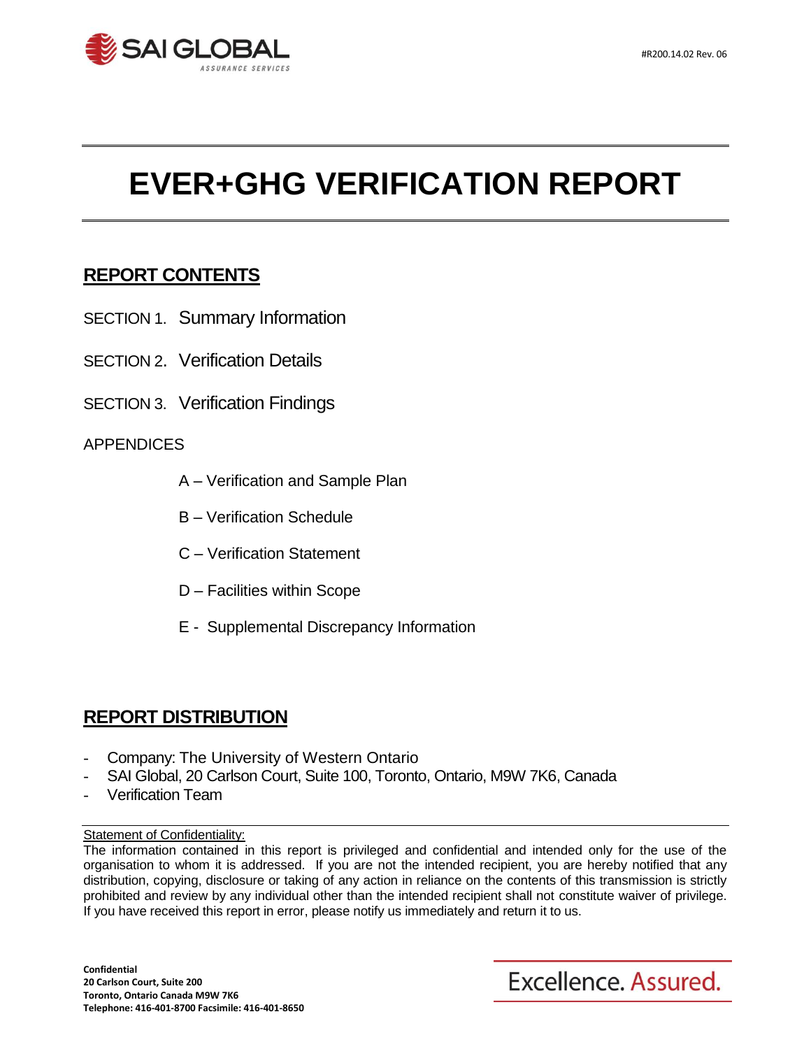# EVER+GHG VERIFICATION REPORT

## REPORT CONTENTS

SECTION 1. Summary Information

SECTION 2. Verification Details

SECTION 3. Verification Findings

APPENDICES

- A – Verification and Sample Plan
- B – Verification Schedule
- C – Verification Statement
- D – Facilities within Scope
- E - Supplemental Discrepancy Information

## REPORT DISTRIBUTION

- Company: The University of Western Ontario
- SAI Global, 20 Carlson Court, Suite 100, Toronto, Ontario, M9W 7K6, Canada
- Verification Team

Statement of Confidentiality:

The information contained in this report is privileged and confidential and intended only for the use of the organisation to whom it is addressed. If you are not the intended recipient, you are hereby notified that any distribution, copying, disclosure or taking of any action in reliance on the contents of this transmission is strictly prohibited and review by any individual other than the intended recipient shall not constitute waiver of privilege. If you have received this report in error, please notify us immediately and return it to us.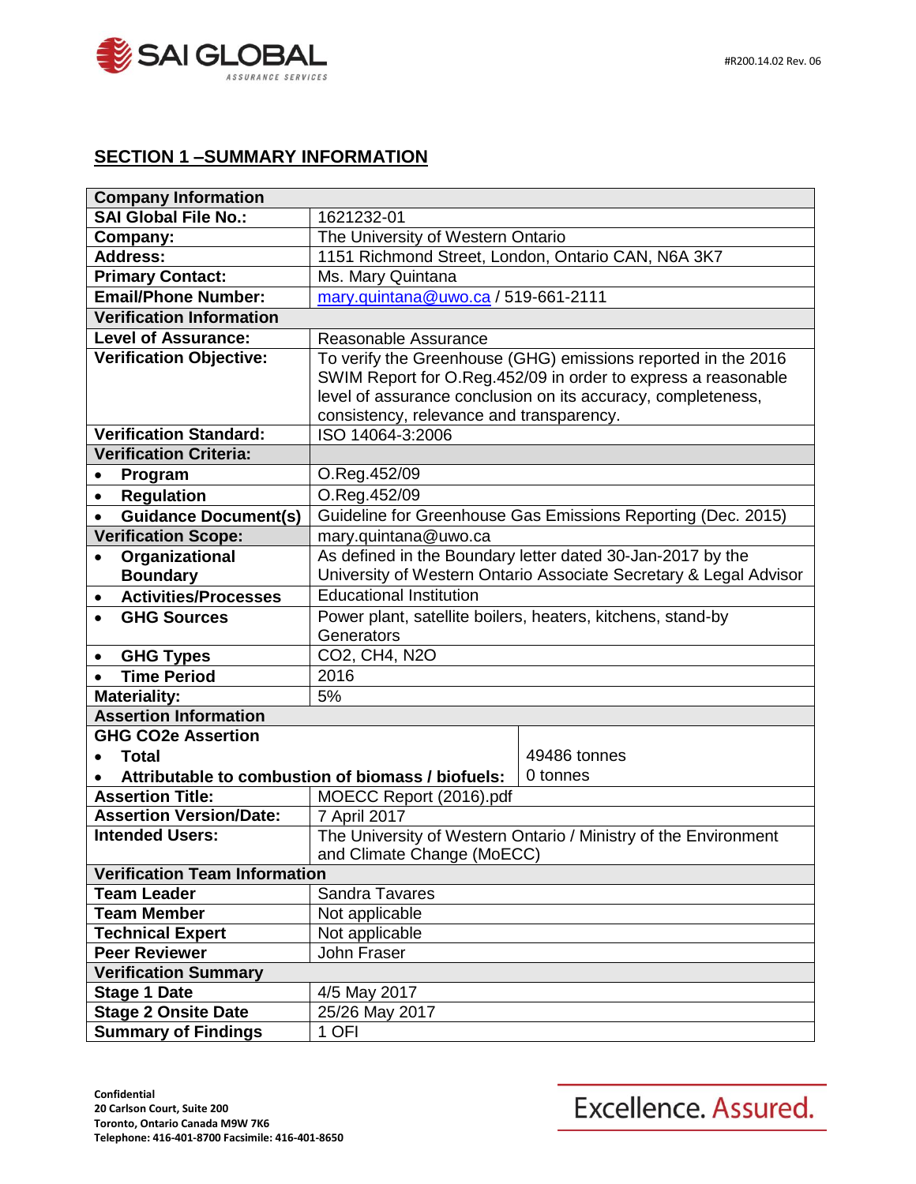## SECTION 1 –SUMMARY INFORMATION

| **Company Information** | | |
|---|---|---|
| **SAI Global File No.:** | 1621232-01 | |
| **Company:** | The University of Western Ontario | |
| **Address:** | 1151 Richmond Street, London, Ontario CAN, N6A 3K7 | |
| **Primary Contact:** | Ms. Mary Quintana | |
| **Email/Phone Number:** | mary.quintana@uwo.ca / 519-661-2111 | |
| **Verification Information** | | |
| **Level of Assurance:** | Reasonable Assurance | |
| **Verification Objective:** | To verify the Greenhouse (GHG) emissions reported in the 2016 SWIM Report for O.Reg.452/09 in order to express a reasonable level of assurance conclusion on its accuracy, completeness, consistency, relevance and transparency. | |
| **Verification Standard:** | ISO 14064-3:2006 | |
| **Verification Criteria:** | | |
| • **Program** | O.Reg.452/09 | |
| • **Regulation** | O.Reg.452/09 | |
| • **Guidance Document(s)** | Guideline for Greenhouse Gas Emissions Reporting (Dec. 2015) | |
| **Verification Scope:** | mary.quintana@uwo.ca | |
| • **Organizational Boundary** | As defined in the Boundary letter dated 30-Jan-2017 by the University of Western Ontario Associate Secretary & Legal Advisor | |
| • **Activities/Processes** | Educational Institution | |
| • **GHG Sources** | Power plant, satellite boilers, heaters, kitchens, stand-by Generators | |
| • **GHG Types** | CO2, CH4, N2O | |
| • **Time Period** | 2016 | |
| **Materiality:** | 5% | |
| **Assertion Information** | | |
| **GHG CO2e Assertion** | | |
| • **Total** | | 49486 tonnes |
| • **Attributable to combustion of biomass / biofuels:** | | 0 tonnes |
| **Assertion Title:** | MOECC Report (2016).pdf | |
| **Assertion Version/Date:** | 7 April 2017 | |
| **Intended Users:** | The University of Western Ontario / Ministry of the Environment and Climate Change (MoECC) | |
| **Verification Team Information** | | |
| **Team Leader** | Sandra Tavares | |
| **Team Member** | Not applicable | |
| **Technical Expert** | Not applicable | |
| **Peer Reviewer** | John Fraser | |
| **Verification Summary** | | |
| **Stage 1 Date** | 4/5 May 2017 | |
| **Stage 2 Onsite Date** | 25/26 May 2017 | |
| **Summary of Findings** | 1 OFI | |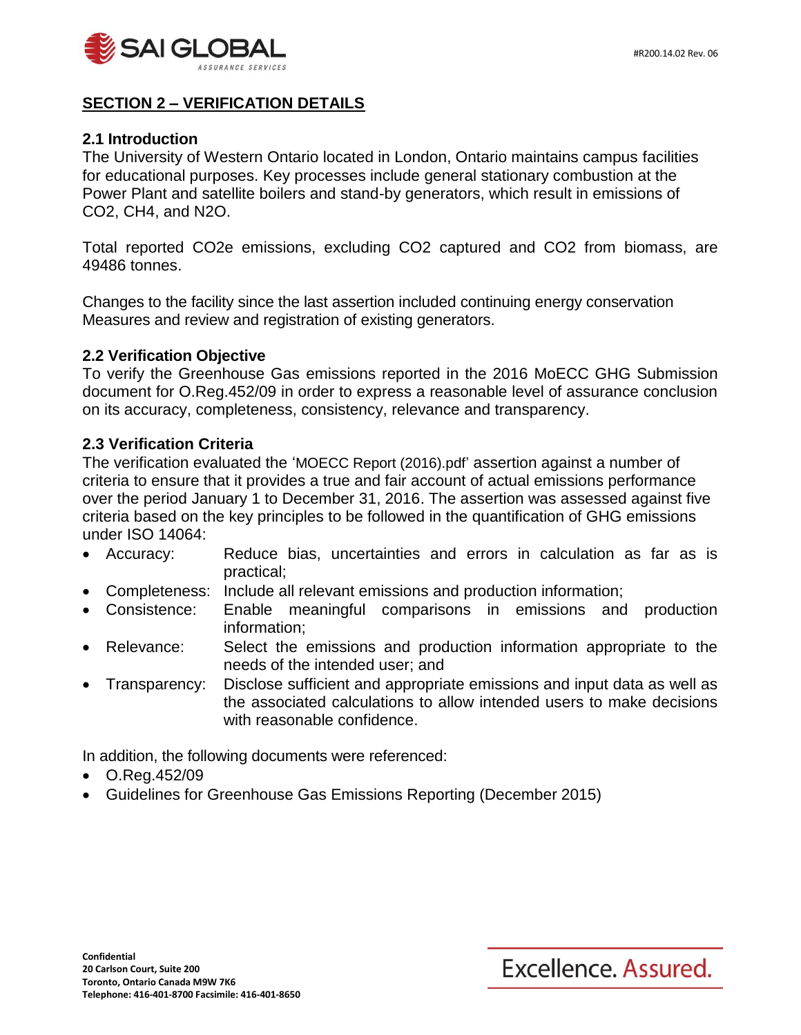## SECTION 2 – VERIFICATION DETAILS

### 2.1 Introduction

The University of Western Ontario located in London, Ontario maintains campus facilities for educational purposes. Key processes include general stationary combustion at the Power Plant and satellite boilers and stand-by generators, which result in emissions of $CO_2$, $CH_4$, and $N_2O$.

Total reported $CO_2e$ emissions, excluding $CO_2$ captured and $CO_2$ from biomass, are 49486 tonnes.

Changes to the facility since the last assertion included continuing energy conservation Measures and review and registration of existing generators.

### 2.2 Verification Objective

To verify the Greenhouse Gas emissions reported in the 2016 MoECC GHG Submission document for O.Reg.452/09 in order to express a reasonable level of assurance conclusion on its accuracy, completeness, consistency, relevance and transparency.

### 2.3 Verification Criteria

The verification evaluated the 'MOECC Report (2016).pdf' assertion against a number of criteria to ensure that it provides a true and fair account of actual emissions performance over the period January 1 to December 31, 2016. The assertion was assessed against five criteria based on the key principles to be followed in the quantification of GHG emissions under ISO 14064:

- Accuracy: Reduce bias, uncertainties and errors in calculation as far as is practical;
- Completeness: Include all relevant emissions and production information;
- Consistence: Enable meaningful comparisons in emissions and production information;
- Relevance: Select the emissions and production information appropriate to the needs of the intended user; and
- Transparency: Disclose sufficient and appropriate emissions and input data as well as the associated calculations to allow intended users to make decisions with reasonable confidence.

In addition, the following documents were referenced:

- O.Reg.452/09
- Guidelines for Greenhouse Gas Emissions Reporting (December 2015)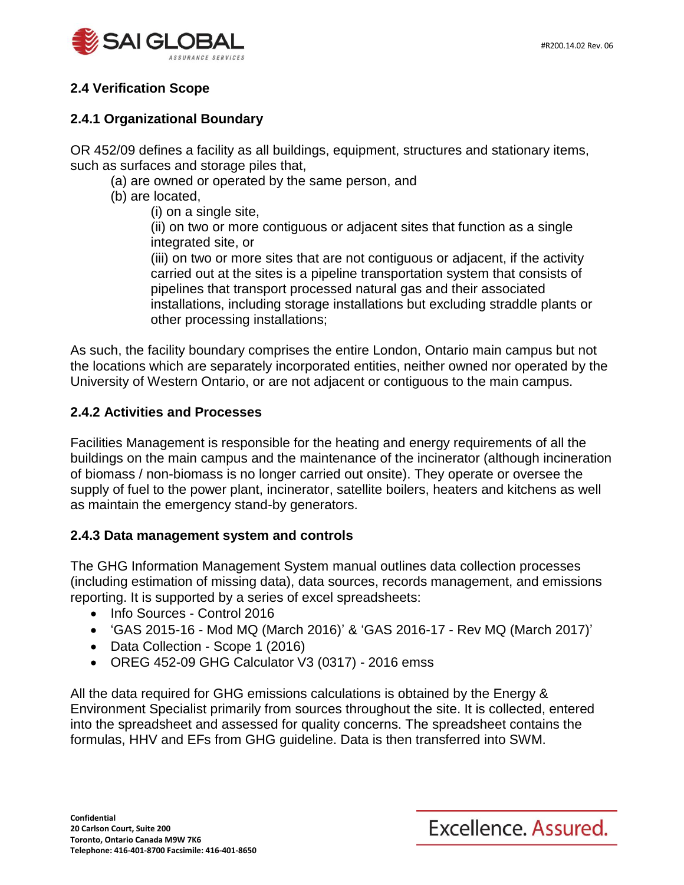## 2.4 Verification Scope

### 2.4.1 Organizational Boundary

OR 452/09 defines a facility as all buildings, equipment, structures and stationary items, such as surfaces and storage piles that,

- (a) are owned or operated by the same person, and
- (b) are located,
  - (i) on a single site,
  - (ii) on two or more contiguous or adjacent sites that function as a single integrated site, or
  - (iii) on two or more sites that are not contiguous or adjacent, if the activity carried out at the sites is a pipeline transportation system that consists of pipelines that transport processed natural gas and their associated installations, including storage installations but excluding straddle plants or other processing installations;

As such, the facility boundary comprises the entire London, Ontario main campus but not the locations which are separately incorporated entities, neither owned nor operated by the University of Western Ontario, or are not adjacent or contiguous to the main campus.

### 2.4.2 Activities and Processes

Facilities Management is responsible for the heating and energy requirements of all the buildings on the main campus and the maintenance of the incinerator (although incineration of biomass / non-biomass is no longer carried out onsite). They operate or oversee the supply of fuel to the power plant, incinerator, satellite boilers, heaters and kitchens as well as maintain the emergency stand-by generators.

### 2.4.3 Data management system and controls

The GHG Information Management System manual outlines data collection processes (including estimation of missing data), data sources, records management, and emissions reporting. It is supported by a series of excel spreadsheets:

- Info Sources - Control 2016
- 'GAS 2015-16 - Mod MQ (March 2016)' & 'GAS 2016-17 - Rev MQ (March 2017)'
- Data Collection - Scope 1 (2016)
- OREG 452-09 GHG Calculator V3 (0317) - 2016 emss

All the data required for GHG emissions calculations is obtained by the Energy & Environment Specialist primarily from sources throughout the site. It is collected, entered into the spreadsheet and assessed for quality concerns. The spreadsheet contains the formulas, HHV and EFs from GHG guideline. Data is then transferred into SWM.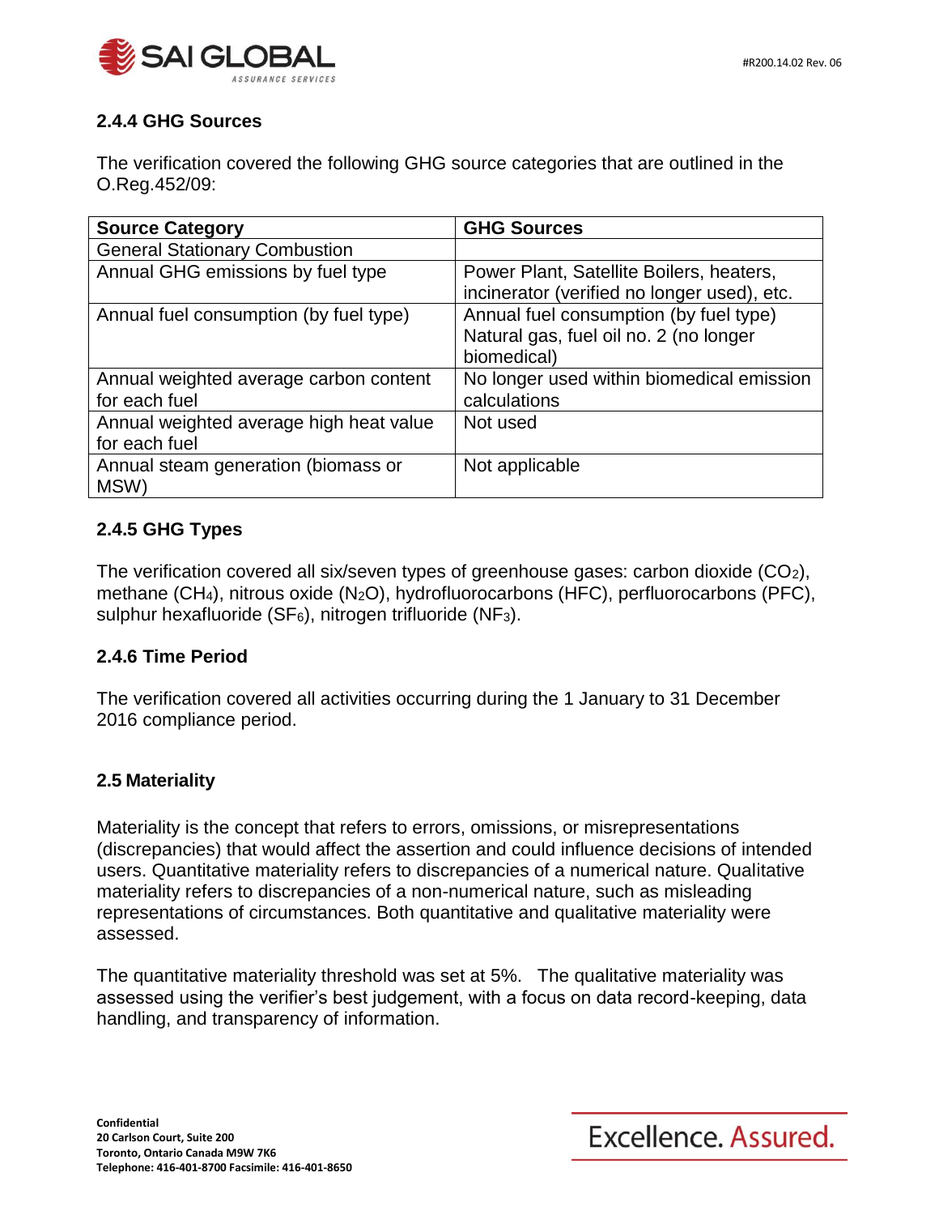### 2.4.4 GHG Sources

The verification covered the following GHG source categories that are outlined in the O.Reg.452/09:

| Source Category | GHG Sources |
|---|---|
| General Stationary Combustion | |
| Annual GHG emissions by fuel type | Power Plant, Satellite Boilers, heaters, incinerator (verified no longer used), etc. |
| Annual fuel consumption (by fuel type) | Annual fuel consumption (by fuel type) Natural gas, fuel oil no. 2 (no longer biomedical) |
| Annual weighted average carbon content for each fuel | No longer used within biomedical emission calculations |
| Annual weighted average high heat value for each fuel | Not used |
| Annual steam generation (biomass or MSW) | Not applicable |

### 2.4.5 GHG Types

The verification covered all six/seven types of greenhouse gases: carbon dioxide ($CO_2$), methane ($CH_4$), nitrous oxide ($N_2O$), hydrofluorocarbons (HFC), perfluorocarbons (PFC), sulphur hexafluoride ($SF_6$), nitrogen trifluoride ($NF_3$).

### 2.4.6 Time Period

The verification covered all activities occurring during the 1 January to 31 December 2016 compliance period.

### 2.5 Materiality

Materiality is the concept that refers to errors, omissions, or misrepresentations (discrepancies) that would affect the assertion and could influence decisions of intended users. Quantitative materiality refers to discrepancies of a numerical nature. Qualitative materiality refers to discrepancies of a non-numerical nature, such as misleading representations of circumstances. Both quantitative and qualitative materiality were assessed.

The quantitative materiality threshold was set at 5%. The qualitative materiality was assessed using the verifier's best judgement, with a focus on data record-keeping, data handling, and transparency of information.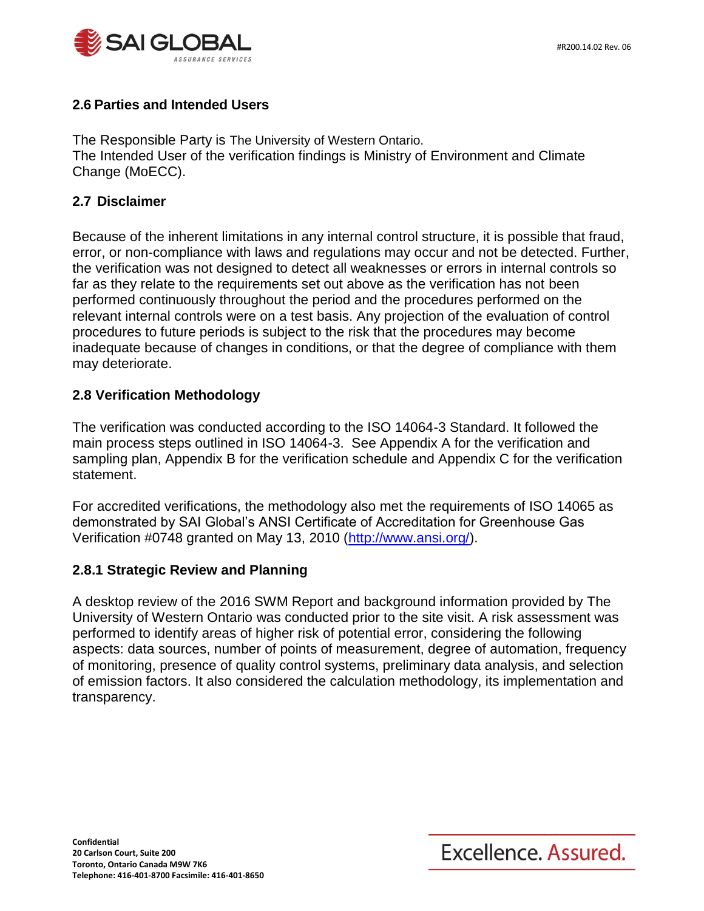## 2.6 Parties and Intended Users

The Responsible Party is The University of Western Ontario.
The Intended User of the verification findings is Ministry of Environment and Climate Change (MoECC).

## 2.7 Disclaimer

Because of the inherent limitations in any internal control structure, it is possible that fraud, error, or non-compliance with laws and regulations may occur and not be detected. Further, the verification was not designed to detect all weaknesses or errors in internal controls so far as they relate to the requirements set out above as the verification has not been performed continuously throughout the period and the procedures performed on the relevant internal controls were on a test basis. Any projection of the evaluation of control procedures to future periods is subject to the risk that the procedures may become inadequate because of changes in conditions, or that the degree of compliance with them may deteriorate.

## 2.8 Verification Methodology

The verification was conducted according to the ISO 14064-3 Standard. It followed the main process steps outlined in ISO 14064-3. See Appendix A for the verification and sampling plan, Appendix B for the verification schedule and Appendix C for the verification statement.

For accredited verifications, the methodology also met the requirements of ISO 14065 as demonstrated by SAI Global's ANSI Certificate of Accreditation for Greenhouse Gas Verification #0748 granted on May 13, 2010 (http://www.ansi.org/).

### 2.8.1 Strategic Review and Planning

A desktop review of the 2016 SWM Report and background information provided by The University of Western Ontario was conducted prior to the site visit. A risk assessment was performed to identify areas of higher risk of potential error, considering the following aspects: data sources, number of points of measurement, degree of automation, frequency of monitoring, presence of quality control systems, preliminary data analysis, and selection of emission factors. It also considered the calculation methodology, its implementation and transparency.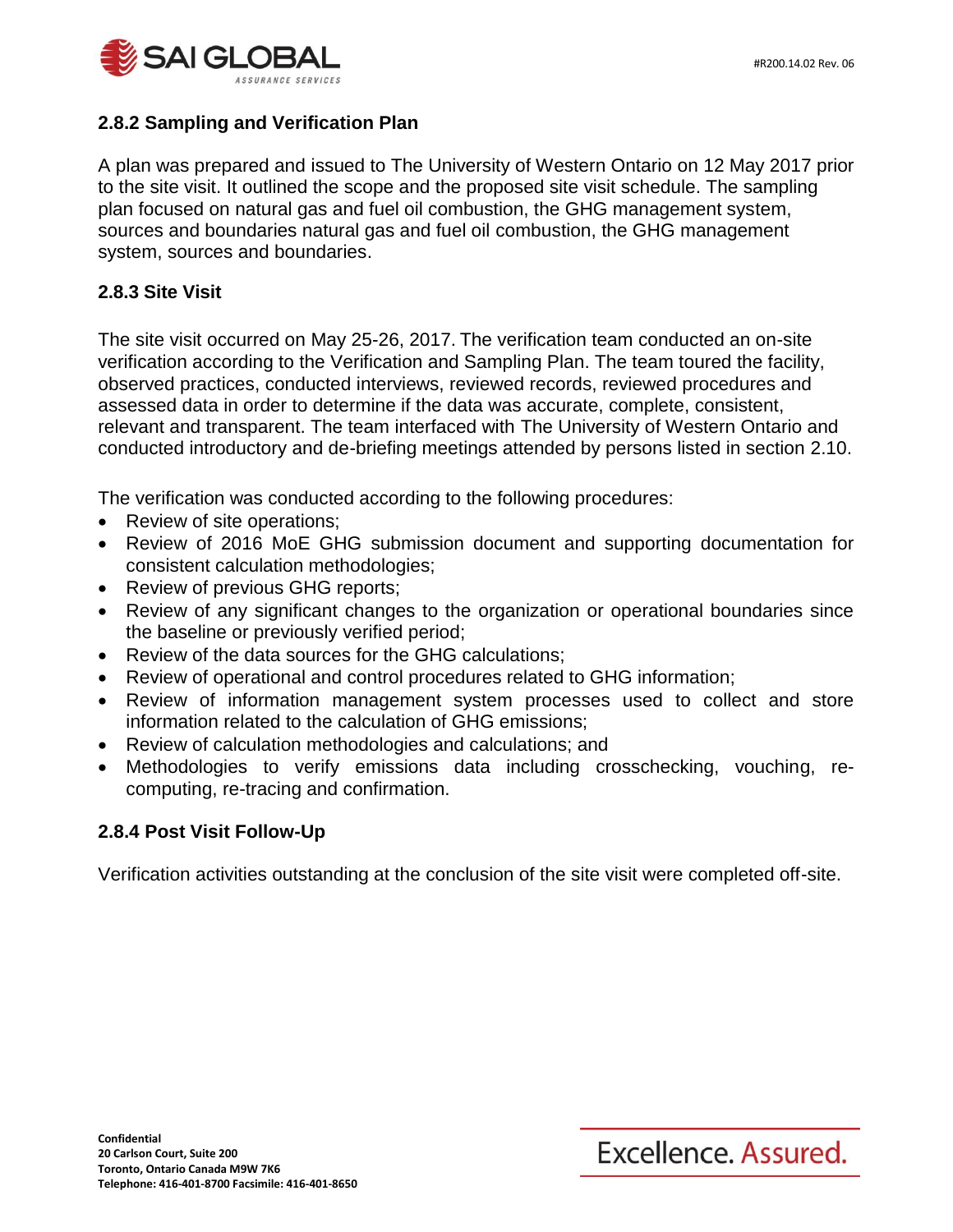### 2.8.2 Sampling and Verification Plan

A plan was prepared and issued to The University of Western Ontario on 12 May 2017 prior to the site visit. It outlined the scope and the proposed site visit schedule. The sampling plan focused on natural gas and fuel oil combustion, the GHG management system, sources and boundaries natural gas and fuel oil combustion, the GHG management system, sources and boundaries.

### 2.8.3 Site Visit

The site visit occurred on May 25-26, 2017. The verification team conducted an on-site verification according to the Verification and Sampling Plan. The team toured the facility, observed practices, conducted interviews, reviewed records, reviewed procedures and assessed data in order to determine if the data was accurate, complete, consistent, relevant and transparent. The team interfaced with The University of Western Ontario and conducted introductory and de-briefing meetings attended by persons listed in section 2.10.

The verification was conducted according to the following procedures:

- Review of site operations;
- Review of 2016 MoE GHG submission document and supporting documentation for consistent calculation methodologies;
- Review of previous GHG reports;
- Review of any significant changes to the organization or operational boundaries since the baseline or previously verified period;
- Review of the data sources for the GHG calculations;
- Review of operational and control procedures related to GHG information;
- Review of information management system processes used to collect and store information related to the calculation of GHG emissions;
- Review of calculation methodologies and calculations; and
- Methodologies to verify emissions data including crosschecking, vouching, re-computing, re-tracing and confirmation.

### 2.8.4 Post Visit Follow-Up

Verification activities outstanding at the conclusion of the site visit were completed off-site.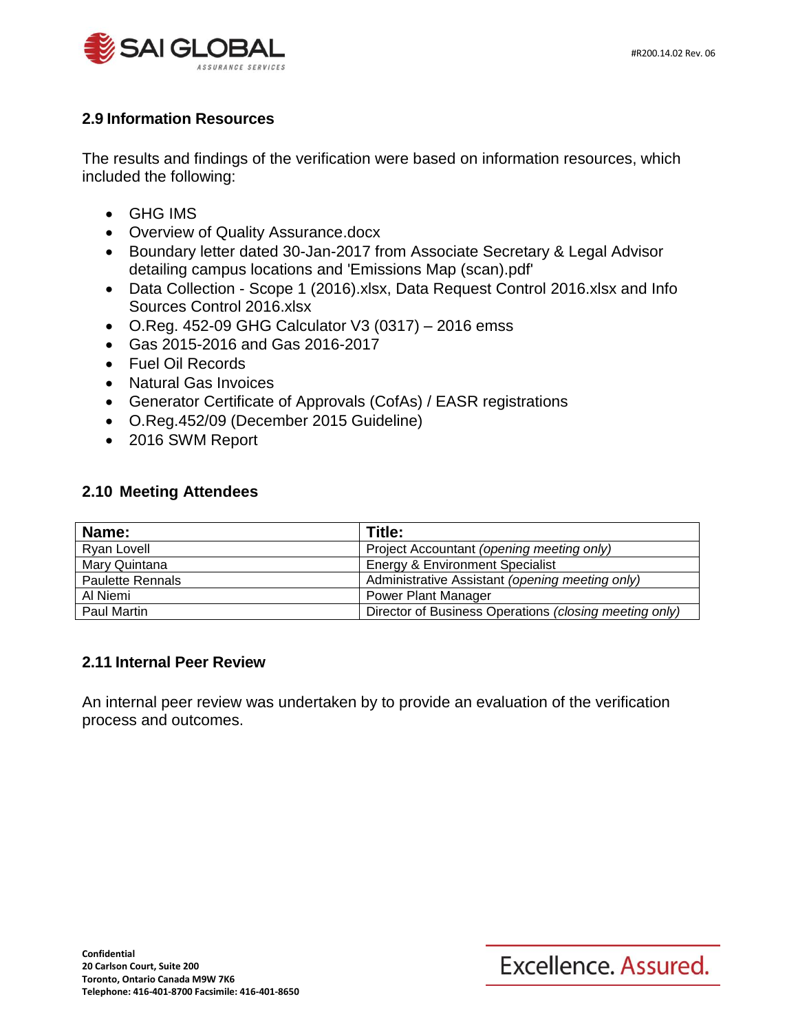## 2.9 Information Resources

The results and findings of the verification were based on information resources, which included the following:

- GHG IMS
- Overview of Quality Assurance.docx
- Boundary letter dated 30-Jan-2017 from Associate Secretary & Legal Advisor detailing campus locations and 'Emissions Map (scan).pdf'
- Data Collection - Scope 1 (2016).xlsx, Data Request Control 2016.xlsx and Info Sources Control 2016.xlsx
- O.Reg. 452-09 GHG Calculator V3 (0317) – 2016 emss
- Gas 2015-2016 and Gas 2016-2017
- Fuel Oil Records
- Natural Gas Invoices
- Generator Certificate of Approvals (CofAs) / EASR registrations
- O.Reg.452/09 (December 2015 Guideline)
- 2016 SWM Report

## 2.10 Meeting Attendees

| Name: | Title: |
|---|---|
| Ryan Lovell | Project Accountant *(opening meeting only)* |
| Mary Quintana | Energy & Environment Specialist |
| Paulette Rennals | Administrative Assistant *(opening meeting only)* |
| Al Niemi | Power Plant Manager |
| Paul Martin | Director of Business Operations *(closing meeting only)* |

## 2.11 Internal Peer Review

An internal peer review was undertaken by to provide an evaluation of the verification process and outcomes.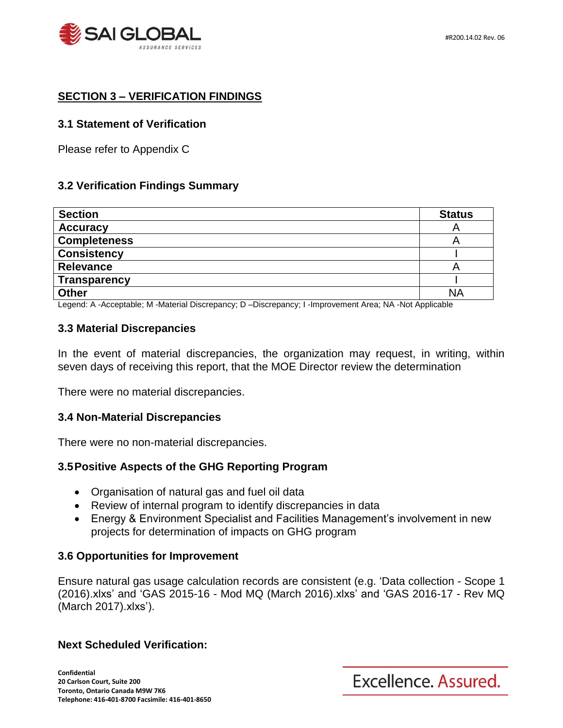## SECTION 3 – VERIFICATION FINDINGS

### 3.1 Statement of Verification

Please refer to Appendix C

### 3.2 Verification Findings Summary

| Section | Status |
|---|---|
| **Accuracy** | A |
| **Completeness** | A |
| **Consistency** | I |
| **Relevance** | A |
| **Transparency** | I |
| **Other** | NA |

Legend: A -Acceptable; M -Material Discrepancy; D –Discrepancy; I -Improvement Area; NA -Not Applicable

### 3.3 Material Discrepancies

In the event of material discrepancies, the organization may request, in writing, within seven days of receiving this report, that the MOE Director review the determination

There were no material discrepancies.

### 3.4 Non-Material Discrepancies

There were no non-material discrepancies.

### 3.5 Positive Aspects of the GHG Reporting Program

- Organisation of natural gas and fuel oil data
- Review of internal program to identify discrepancies in data
- Energy & Environment Specialist and Facilities Management's involvement in new projects for determination of impacts on GHG program

### 3.6 Opportunities for Improvement

Ensure natural gas usage calculation records are consistent (e.g. 'Data collection - Scope 1 (2016).xlxs' and 'GAS 2015-16 - Mod MQ (March 2016).xlxs' and 'GAS 2016-17 - Rev MQ (March 2017).xlxs').

### Next Scheduled Verification: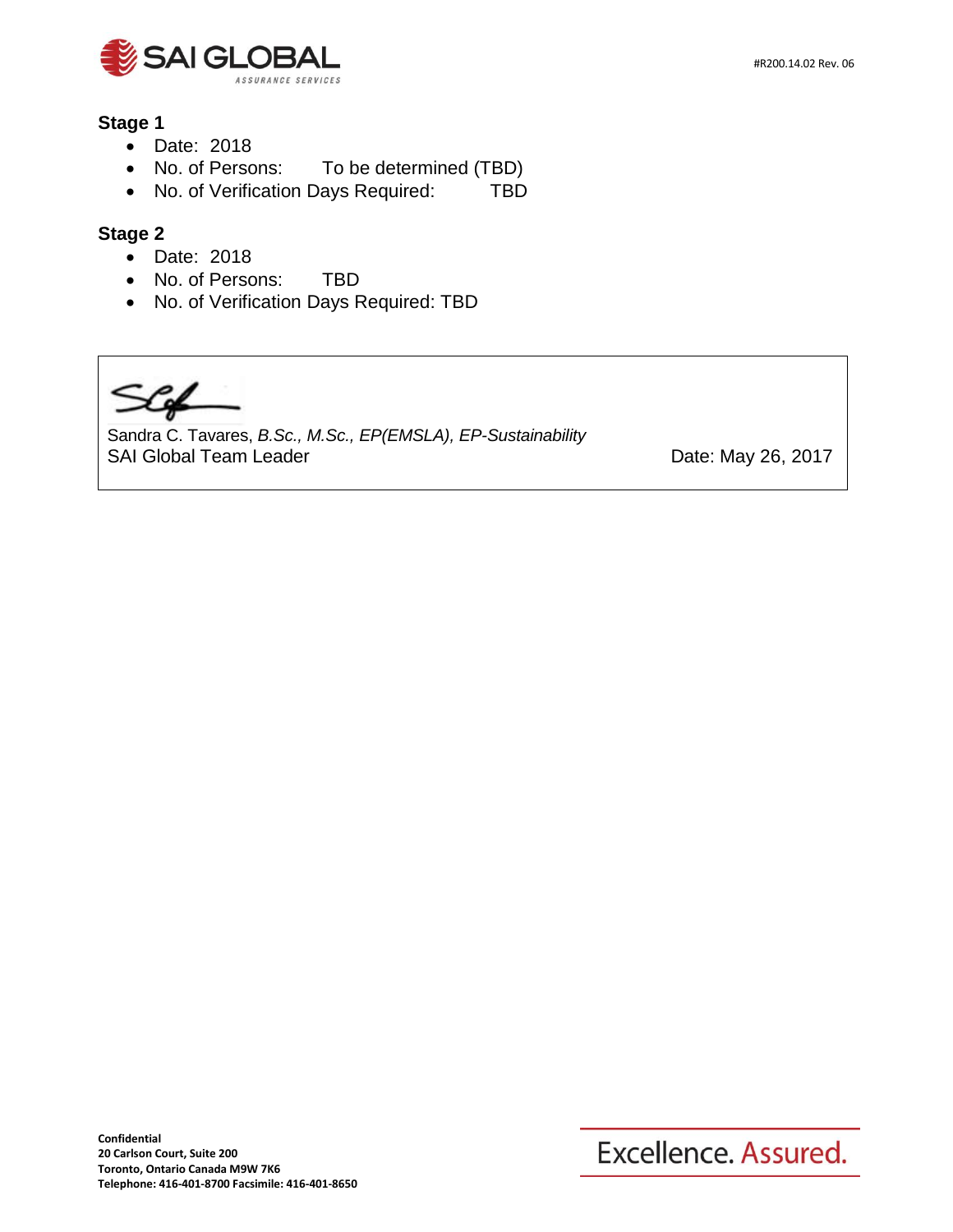### Stage 1

- Date: 2018
- No. of Persons: To be determined (TBD)
- No. of Verification Days Required: TBD

### Stage 2

- Date: 2018
- No. of Persons: TBD
- No. of Verification Days Required: TBD

Sandra C. Tavares, *B.Sc., M.Sc., EP(EMSLA), EP-Sustainability*
SAI Global Team Leader

Date: May 26, 2017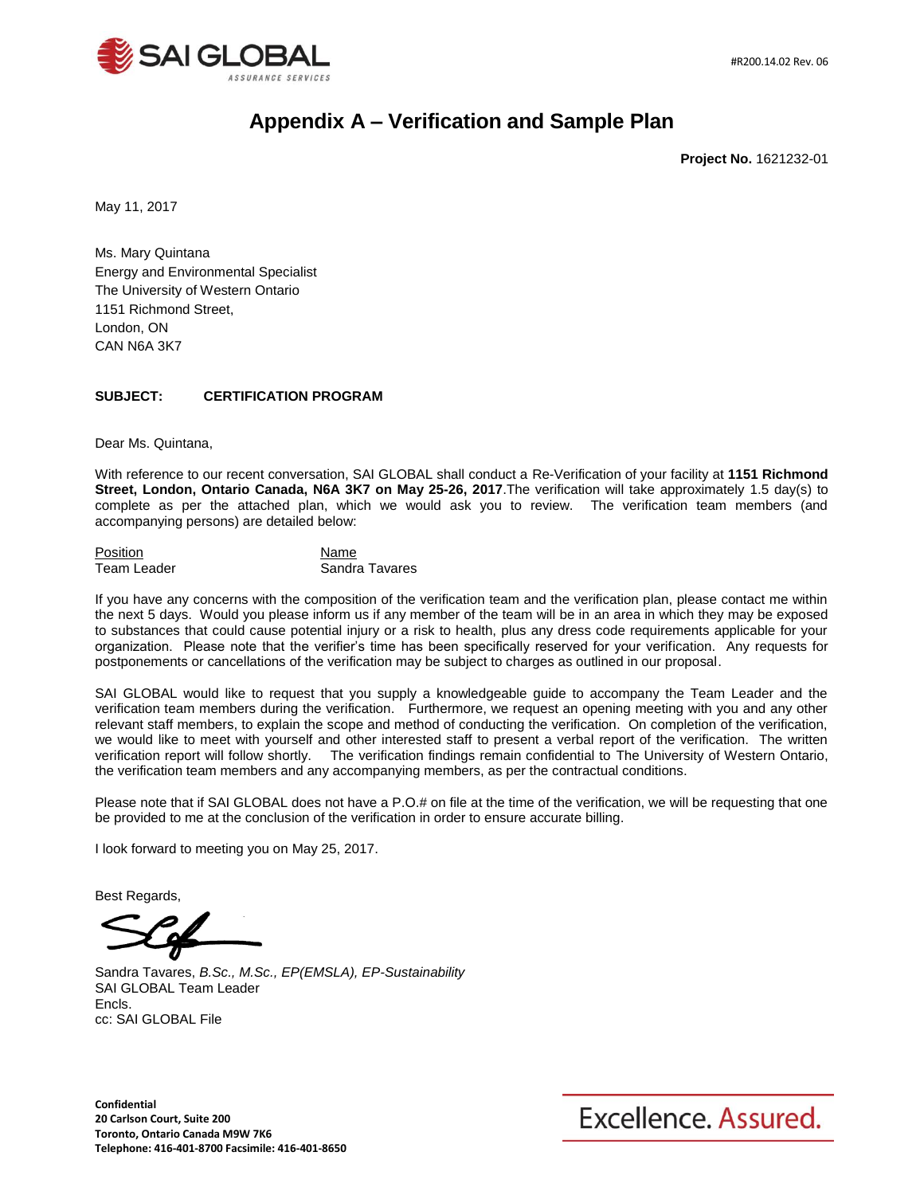#R200.14.02 Rev. 06

# Appendix A – Verification and Sample Plan

**Project No.** 1621232-01

May 11, 2017

Ms. Mary Quintana
Energy and Environmental Specialist
The University of Western Ontario
1151 Richmond Street,
London, ON
CAN N6A 3K7

**SUBJECT: CERTIFICATION PROGRAM**

Dear Ms. Quintana,

With reference to our recent conversation, SAI GLOBAL shall conduct a Re-Verification of your facility at **1151 Richmond Street, London, Ontario Canada, N6A 3K7 on May 25-26, 2017**.The verification will take approximately 1.5 day(s) to complete as per the attached plan, which we would ask you to review. The verification team members (and accompanying persons) are detailed below:

| Position | Name |
|---|---|
| Team Leader | Sandra Tavares |

If you have any concerns with the composition of the verification team and the verification plan, please contact me within the next 5 days. Would you please inform us if any member of the team will be in an area in which they may be exposed to substances that could cause potential injury or a risk to health, plus any dress code requirements applicable for your organization. Please note that the verifier's time has been specifically reserved for your verification. Any requests for postponements or cancellations of the verification may be subject to charges as outlined in our proposal.

SAI GLOBAL would like to request that you supply a knowledgeable guide to accompany the Team Leader and the verification team members during the verification. Furthermore, we request an opening meeting with you and any other relevant staff members, to explain the scope and method of conducting the verification. On completion of the verification, we would like to meet with yourself and other interested staff to present a verbal report of the verification. The written verification report will follow shortly. The verification findings remain confidential to The University of Western Ontario, the verification team members and any accompanying members, as per the contractual conditions.

Please note that if SAI GLOBAL does not have a P.O.# on file at the time of the verification, we will be requesting that one be provided to me at the conclusion of the verification in order to ensure accurate billing.

I look forward to meeting you on May 25, 2017.

Best Regards,

Sandra Tavares, *B.Sc., M.Sc., EP(EMSLA), EP-Sustainability*
SAI GLOBAL Team Leader
Encls.
cc: SAI GLOBAL File

**Confidential**
**20 Carlson Court, Suite 200**
**Toronto, Ontario Canada M9W 7K6**
**Telephone: 416-401-8700 Facsimile: 416-401-8650**

Excellence. Assured.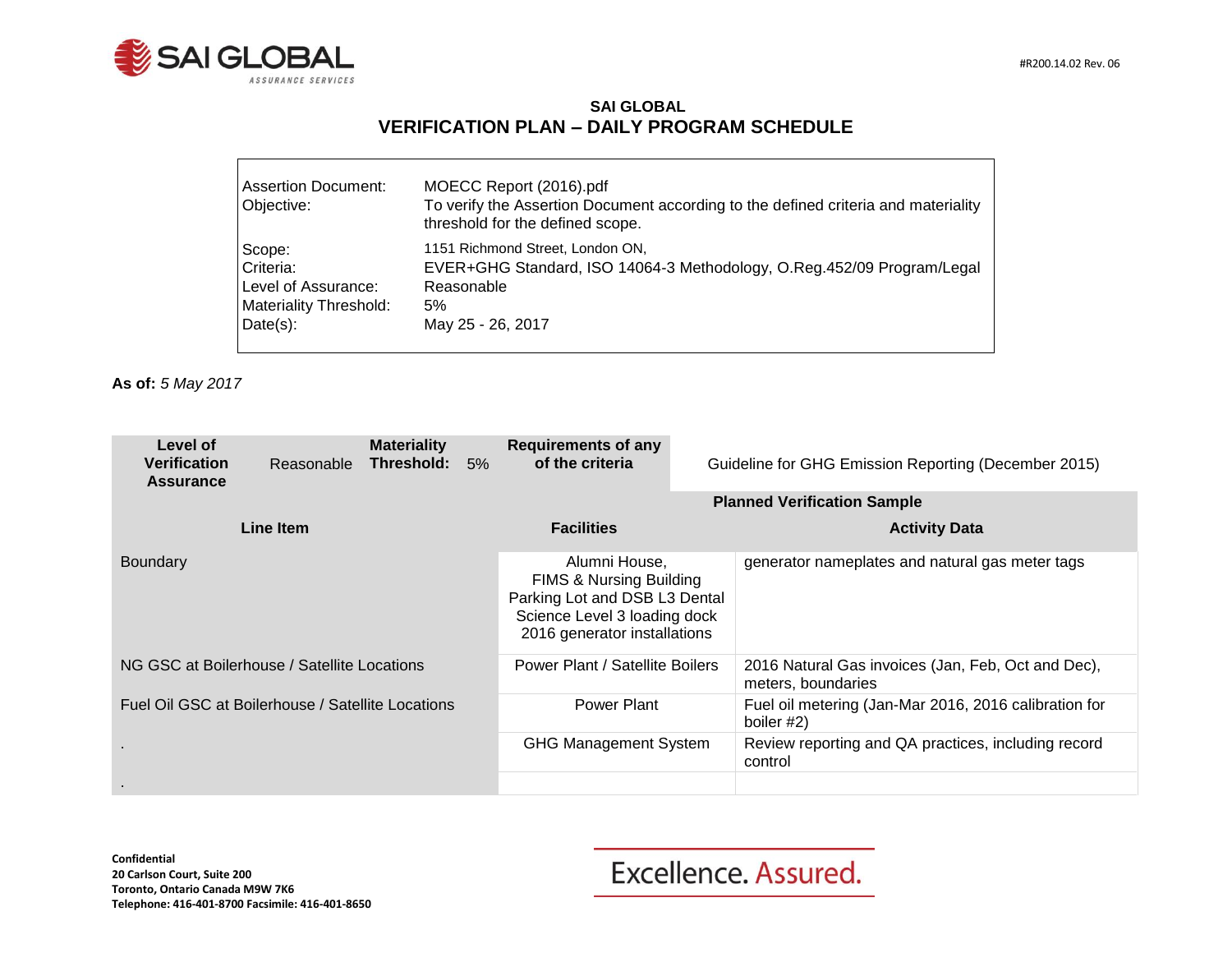SAI GLOBAL

ASSURANCE SERVICES

#R200.14.02 Rev. 06

## SAI GLOBAL
## VERIFICATION PLAN – DAILY PROGRAM SCHEDULE

| | |
|---|---|
| Assertion Document: | MOECC Report (2016).pdf |
| Objective: | To verify the Assertion Document according to the defined criteria and materiality threshold for the defined scope. |
| Scope: | 1151 Richmond Street, London ON, |
| Criteria: | EVER+GHG Standard, ISO 14064-3 Methodology, O.Reg.452/09 Program/Legal |
| Level of Assurance: | Reasonable |
| Materiality Threshold: | 5% |
| Date(s): | May 25 - 26, 2017 |

**As of:** *5 May 2017*

| **Level of Verification Assurance** | Reasonable | **Materiality Threshold:** | 5% | **Requirements of any of the criteria** | Guideline for GHG Emission Reporting (December 2015) |
|---|---|---|---|---|---|
| | | | | **Planned Verification Sample** | |
| **Line Item** | | | | **Facilities** | **Activity Data** |
| Boundary | | | | Alumni House, FIMS & Nursing Building Parking Lot and DSB L3 Dental Science Level 3 loading dock 2016 generator installations | generator nameplates and natural gas meter tags |
| NG GSC at Boilerhouse / Satellite Locations | | | | Power Plant / Satellite Boilers | 2016 Natural Gas invoices (Jan, Feb, Oct and Dec), meters, boundaries |
| Fuel Oil GSC at Boilerhouse / Satellite Locations | | | | Power Plant | Fuel oil metering (Jan-Mar 2016, 2016 calibration for boiler #2) |
| . | | | | GHG Management System | Review reporting and QA practices, including record control |
| . | | | | | |

**Confidential**
**20 Carlson Court, Suite 200**
**Toronto, Ontario Canada M9W 7K6**
**Telephone: 416-401-8700 Facsimile: 416-401-8650**

Excellence. Assured.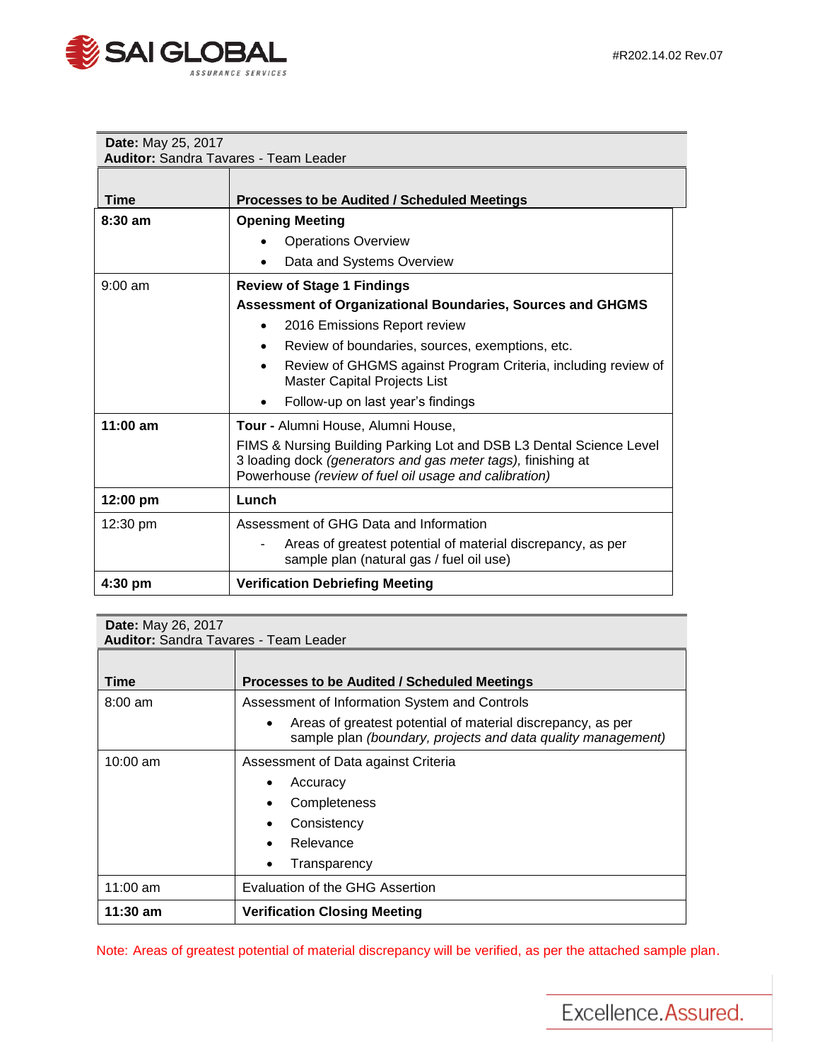**Date:** May 25, 2017
**Auditor:** Sandra Tavares - Team Leader

| Time | Processes to be Audited / Scheduled Meetings |
|---|---|
| **8:30 am** | **Opening Meeting**<br>• Operations Overview<br>• Data and Systems Overview |
| 9:00 am | **Review of Stage 1 Findings**<br>**Assessment of Organizational Boundaries, Sources and GHGMS**<br>• 2016 Emissions Report review<br>• Review of boundaries, sources, exemptions, etc.<br>• Review of GHGMS against Program Criteria, including review of Master Capital Projects List<br>• Follow-up on last year's findings |
| **11:00 am** | **Tour -** Alumni House, Alumni House,<br>FIMS & Nursing Building Parking Lot and DSB L3 Dental Science Level 3 loading dock *(generators and gas meter tags)*, finishing at Powerhouse *(review of fuel oil usage and calibration)* |
| **12:00 pm** | **Lunch** |
| 12:30 pm | Assessment of GHG Data and Information<br>- Areas of greatest potential of material discrepancy, as per sample plan (natural gas / fuel oil use) |
| **4:30 pm** | **Verification Debriefing Meeting** |

**Date:** May 26, 2017
**Auditor:** Sandra Tavares - Team Leader

| Time | Processes to be Audited / Scheduled Meetings |
|---|---|
| 8:00 am | Assessment of Information System and Controls<br>• Areas of greatest potential of material discrepancy, as per sample plan *(boundary, projects and data quality management)* |
| 10:00 am | Assessment of Data against Criteria<br>• Accuracy<br>• Completeness<br>• Consistency<br>• Relevance<br>• Transparency |
| 11:00 am | Evaluation of the GHG Assertion |
| **11:30 am** | **Verification Closing Meeting** |

Note: Areas of greatest potential of material discrepancy will be verified, as per the attached sample plan.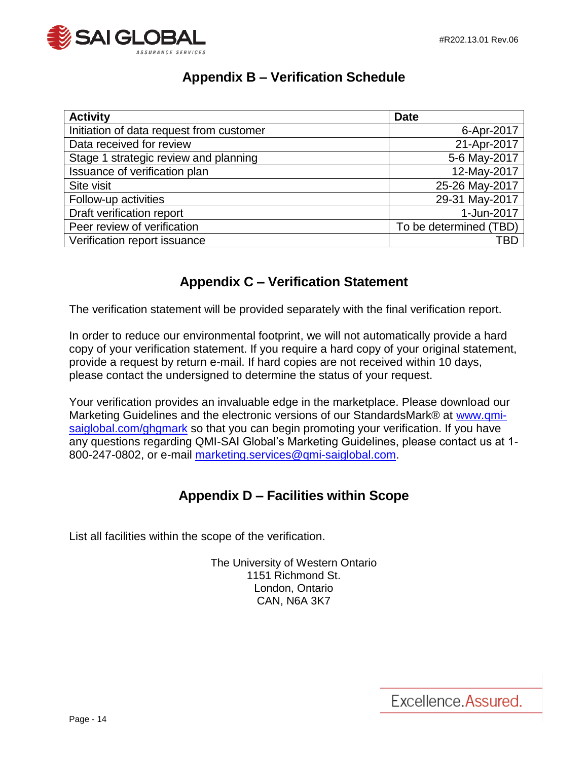## Appendix B – Verification Schedule

| Activity | Date |
|---|---|
| Initiation of data request from customer | 6-Apr-2017 |
| Data received for review | 21-Apr-2017 |
| Stage 1 strategic review and planning | 5-6 May-2017 |
| Issuance of verification plan | 12-May-2017 |
| Site visit | 25-26 May-2017 |
| Follow-up activities | 29-31 May-2017 |
| Draft verification report | 1-Jun-2017 |
| Peer review of verification | To be determined (TBD) |
| Verification report issuance | TBD |

## Appendix C – Verification Statement

The verification statement will be provided separately with the final verification report.

In order to reduce our environmental footprint, we will not automatically provide a hard copy of your verification statement. If you require a hard copy of your original statement, provide a request by return e-mail. If hard copies are not received within 10 days, please contact the undersigned to determine the status of your request.

Your verification provides an invaluable edge in the marketplace. Please download our Marketing Guidelines and the electronic versions of our StandardsMark® at www.qmi-saiglobal.com/ghgmark so that you can begin promoting your verification. If you have any questions regarding QMI-SAI Global's Marketing Guidelines, please contact us at 1-800-247-0802, or e-mail marketing.services@qmi-saiglobal.com.

## Appendix D – Facilities within Scope

List all facilities within the scope of the verification.

The University of Western Ontario
1151 Richmond St.
London, Ontario
CAN, N6A 3K7

Excellence.Assured.